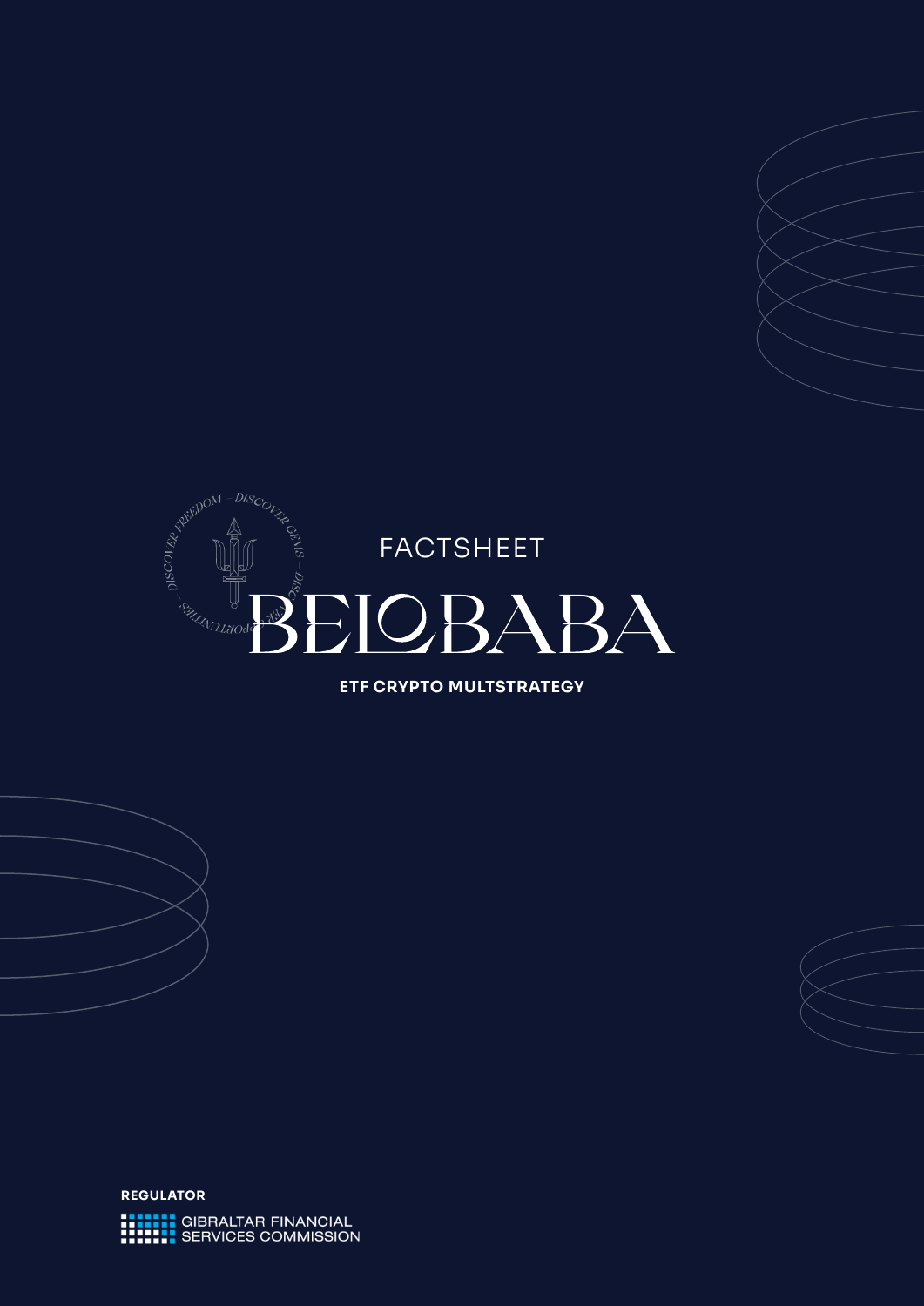FACTSHEET

# BELOBABA

**ETF CRYPTO MULTSTRATEGY**

**REGULATOR**

GIBRALTAR FINANCIAL SERVICES COMMISSION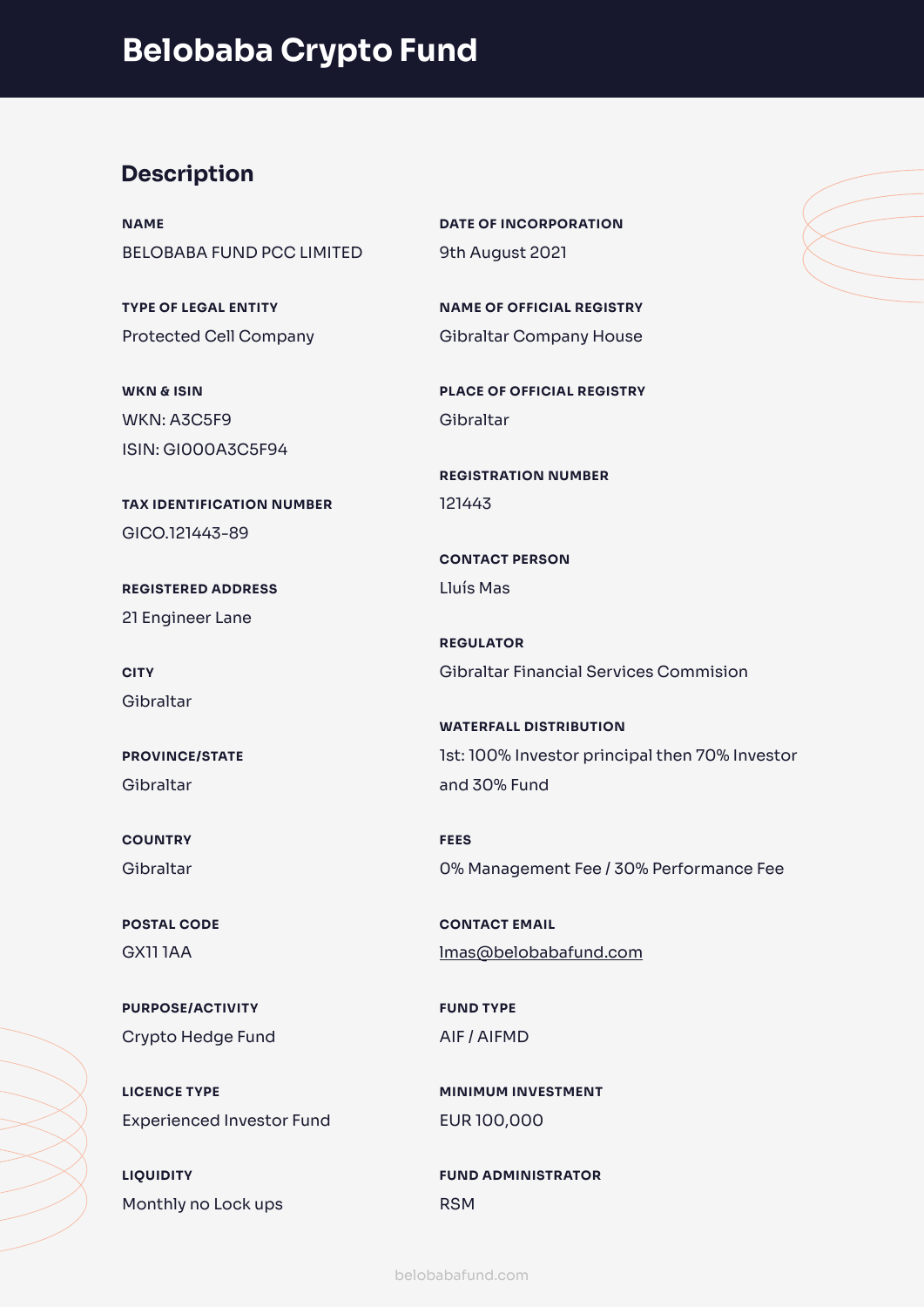# Belobaba Crypto Fund

## Description

**NAME**
BELOBABA FUND PCC LIMITED

**TYPE OF LEGAL ENTITY**
Protected Cell Company

**WKN & ISIN**
WKN: A3C5F9
ISIN: GI000A3C5F94

**TAX IDENTIFICATION NUMBER**
GICO.121443-89

**REGISTERED ADDRESS**
21 Engineer Lane

**CITY**
Gibraltar

**PROVINCE/STATE**
Gibraltar

**COUNTRY**
Gibraltar

**POSTAL CODE**
GX11 1AA

**PURPOSE/ACTIVITY**
Crypto Hedge Fund

**LICENCE TYPE**
Experienced Investor Fund

**LIQUIDITY**
Monthly no Lock ups

**DATE OF INCORPORATION**
9th August 2021

**NAME OF OFFICIAL REGISTRY**
Gibraltar Company House

**PLACE OF OFFICIAL REGISTRY**
Gibraltar

**REGISTRATION NUMBER**
121443

**CONTACT PERSON**
Lluís Mas

**REGULATOR**
Gibraltar Financial Services Commision

**WATERFALL DISTRIBUTION**
1st: 100% Investor principal then 70% Investor and 30% Fund

**FEES**
0% Management Fee / 30% Performance Fee

**CONTACT EMAIL**
lmas@belobabafund.com

**FUND TYPE**
AIF / AIFMD

**MINIMUM INVESTMENT**
EUR 100,000

**FUND ADMINISTRATOR**
RSM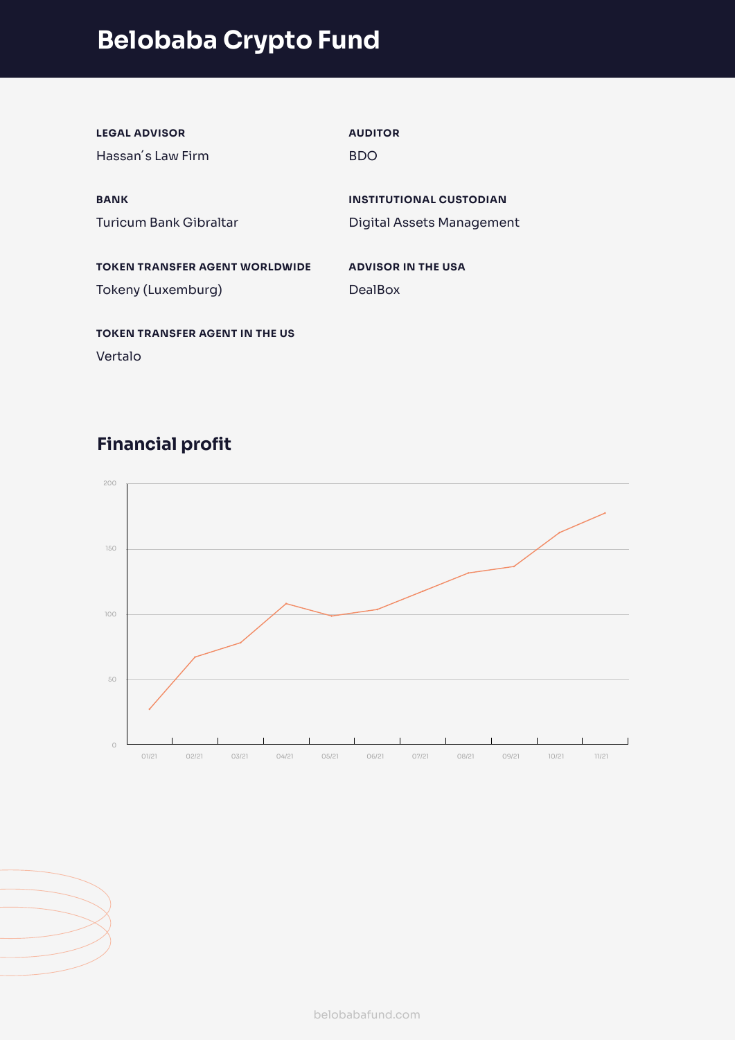# Belobaba Crypto Fund

**LEGAL ADVISOR**
Hassan´s Law Firm

**AUDITOR**
BDO

**BANK**
Turicum Bank Gibraltar

**INSTITUTIONAL CUSTODIAN**
Digital Assets Management

**TOKEN TRANSFER AGENT WORLDWIDE**
Tokeny (Luxemburg)

**ADVISOR IN THE USA**
DealBox

**TOKEN TRANSFER AGENT IN THE US**
Vertalo

## Financial profit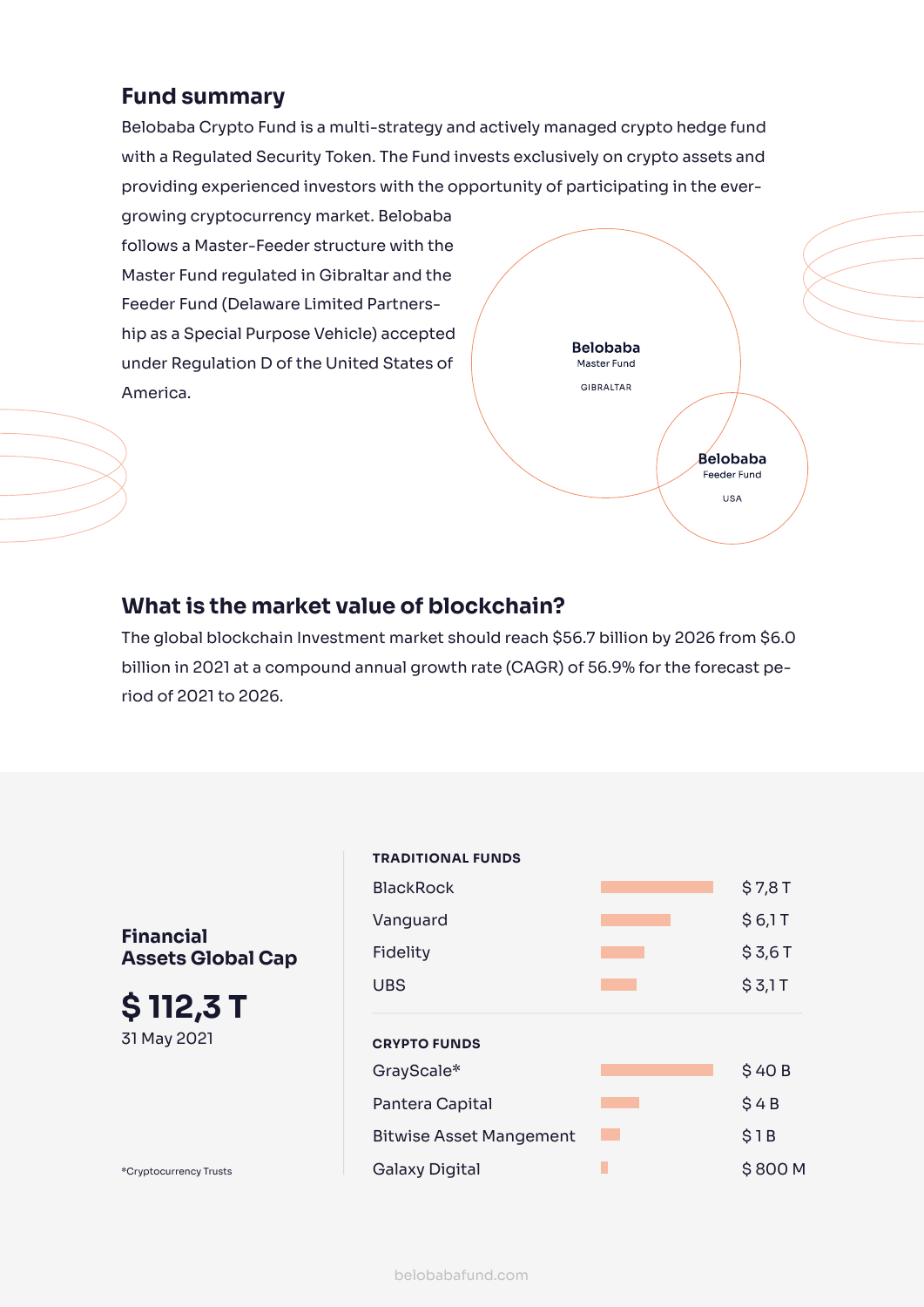## Fund summary

Belobaba Crypto Fund is a multi-strategy and actively managed crypto hedge fund with a Regulated Security Token. The Fund invests exclusively on crypto assets and providing experienced investors with the opportunity of participating in the ever-growing cryptocurrency market. Belobaba follows a Master-Feeder structure with the Master Fund regulated in Gibraltar and the Feeder Fund (Delaware Limited Partners-hip as a Special Purpose Vehicle) accepted under Regulation D of the United States of America.

**Belobaba**
Master Fund
GIBRALTAR

**Belobaba**
Feeder Fund
USA

## What is the market value of blockchain?

The global blockchain Investment market should reach $56.7 billion by 2026 from $6.0 billion in 2021 at a compound annual growth rate (CAGR) of 56.9% for the forecast period of 2021 to 2026.

**Financial Assets Global Cap**

**$ 112,3 T**

31 May 2021

| TRADITIONAL FUNDS | |
|---|---|
| BlackRock | $ 7,8 T |
| Vanguard | $ 6,1 T |
| Fidelity | $ 3,6 T |
| UBS | $ 3,1 T |

| CRYPTO FUNDS | |
|---|---|
| GrayScale* | $ 40 B |
| Pantera Capital | $ 4 B |
| Bitwise Asset Mangement | $ 1 B |
| Galaxy Digital | $ 800 M |

*Cryptocurrency Trusts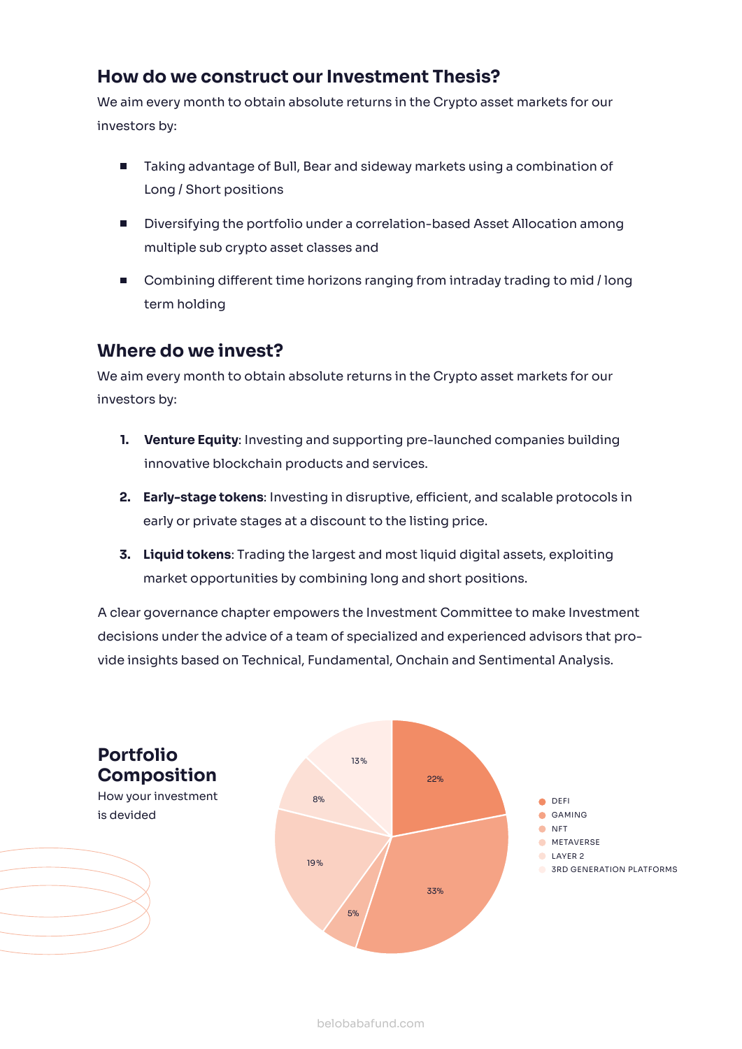## How do we construct our Investment Thesis?

We aim every month to obtain absolute returns in the Crypto asset markets for our investors by:

- Taking advantage of Bull, Bear and sideway markets using a combination of Long / Short positions
- Diversifying the portfolio under a correlation-based Asset Allocation among multiple sub crypto asset classes and
- Combining different time horizons ranging from intraday trading to mid / long term holding

## Where do we invest?

We aim every month to obtain absolute returns in the Crypto asset markets for our investors by:

1. **Venture Equity**: Investing and supporting pre-launched companies building innovative blockchain products and services.
2. **Early-stage tokens**: Investing in disruptive, efficient, and scalable protocols in early or private stages at a discount to the listing price.
3. **Liquid tokens**: Trading the largest and most liquid digital assets, exploiting market opportunities by combining long and short positions.

A clear governance chapter empowers the Investment Committee to make Investment decisions under the advice of a team of specialized and experienced advisors that provide insights based on Technical, Fundamental, Onchain and Sentimental Analysis.

## Portfolio Composition

How your investment is devided

- DEFI
- GAMING
- NFT
- METAVERSE
- LAYER 2
- 3RD GENERATION PLATFORMS

22%, 33%, 5%, 19%, 8%, 13%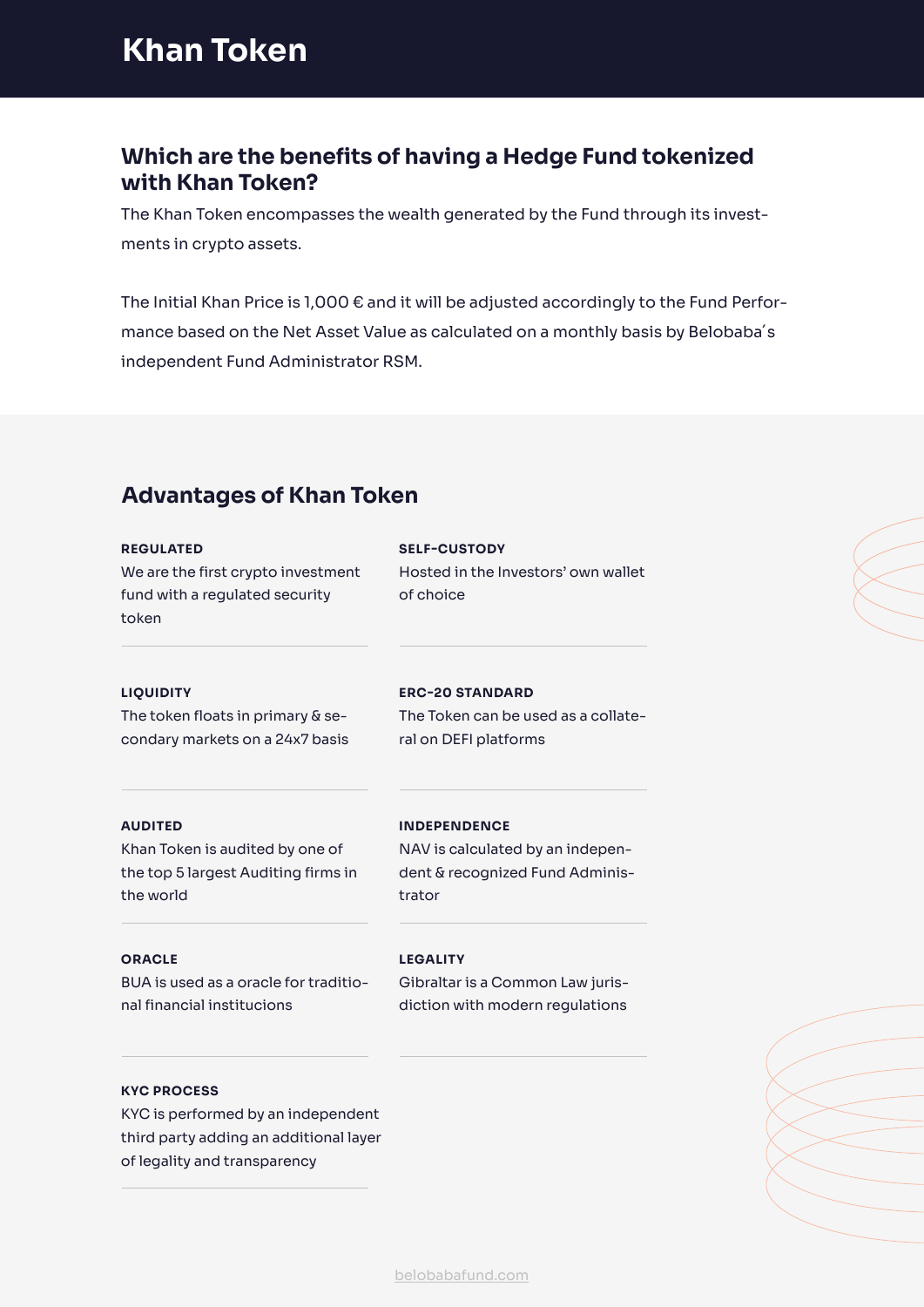# Khan Token

## Which are the benefits of having a Hedge Fund tokenized with Khan Token?

The Khan Token encompasses the wealth generated by the Fund through its investments in crypto assets.

The Initial Khan Price is 1,000 € and it will be adjusted accordingly to the Fund Performance based on the Net Asset Value as calculated on a monthly basis by Belobaba´s independent Fund Administrator RSM.

## Advantages of Khan Token

**REGULATED**
We are the first crypto investment fund with a regulated security token

**SELF-CUSTODY**
Hosted in the Investors' own wallet of choice

**LIQUIDITY**
The token floats in primary & secondary markets on a 24x7 basis

**ERC-20 STANDARD**
The Token can be used as a collateral on DEFI platforms

**AUDITED**
Khan Token is audited by one of the top 5 largest Auditing firms in the world

**INDEPENDENCE**
NAV is calculated by an independent & recognized Fund Administrator

**ORACLE**
BUA is used as a oracle for traditional financial institucions

**LEGALITY**
Gibraltar is a Common Law jurisdiction with modern regulations

**KYC PROCESS**
KYC is performed by an independent third party adding an additional layer of legality and transparency

belobabafund.com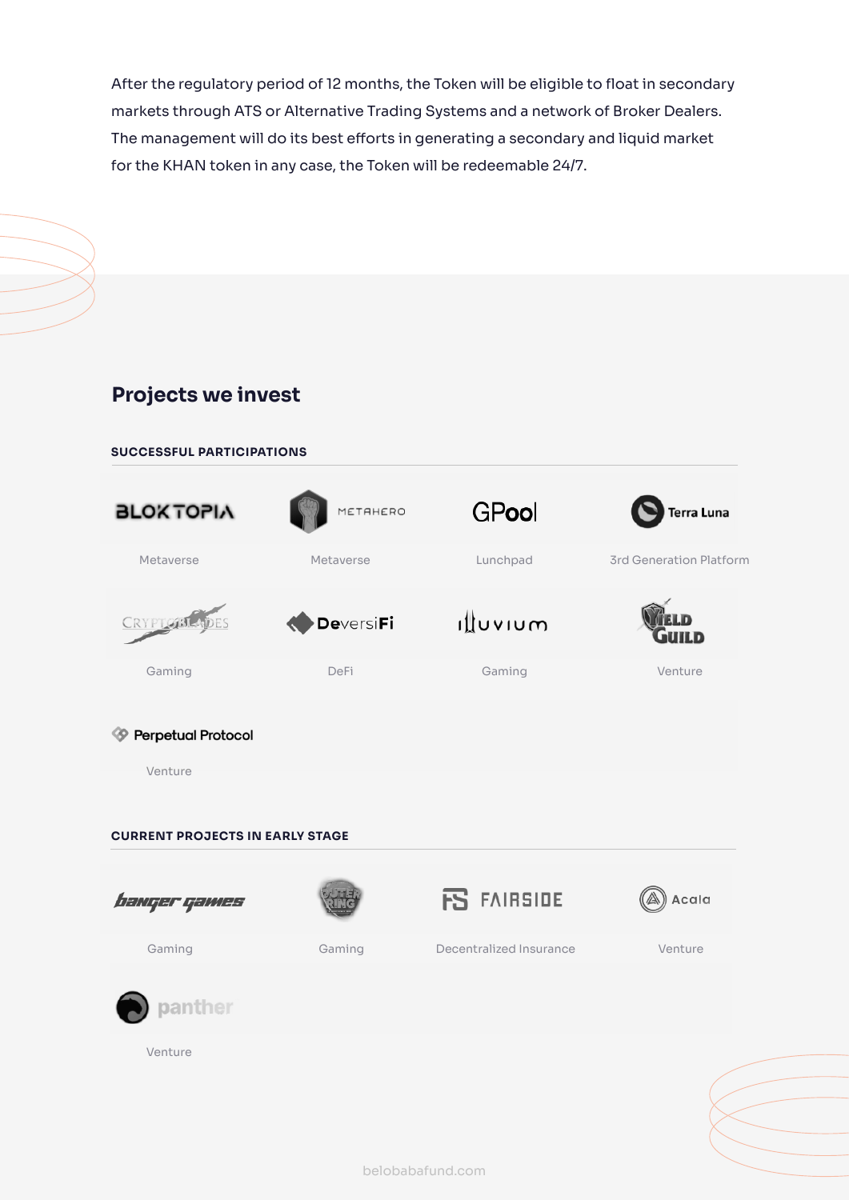After the regulatory period of 12 months, the Token will be eligible to float in secondary markets through ATS or Alternative Trading Systems and a network of Broker Dealers. The management will do its best efforts in generating a secondary and liquid market for the KHAN token in any case, the Token will be redeemable 24/7.

## Projects we invest

### SUCCESSFUL PARTICIPATIONS

BLOKTOPIA
Metaverse

METAHERO
Metaverse

GPool
Lunchpad

Terra Luna
3rd Generation Platform

CRYPTOBLADES
Gaming

DeversiFi
DeFi

illuvium
Gaming

Yield Guild
Venture

Perpetual Protocol
Venture

### CURRENT PROJECTS IN EARLY STAGE

banger games
Gaming

Outer Ring
Gaming

FAIRSIDE
Decentralized Insurance

Acala
Venture

panther
Venture

belobabafund.com